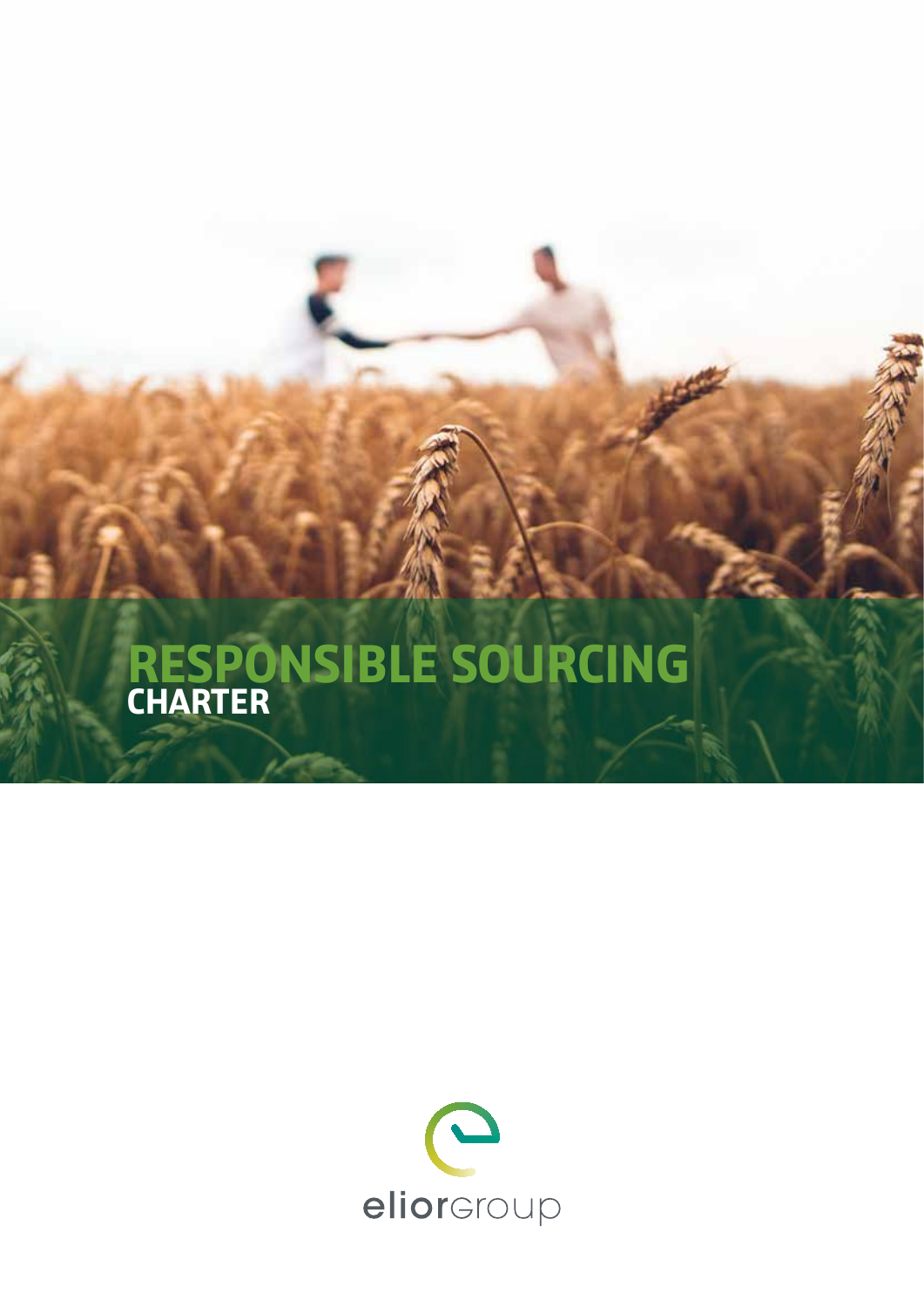# RESPONSIBLE SOURCING CHARTER

eliorgroup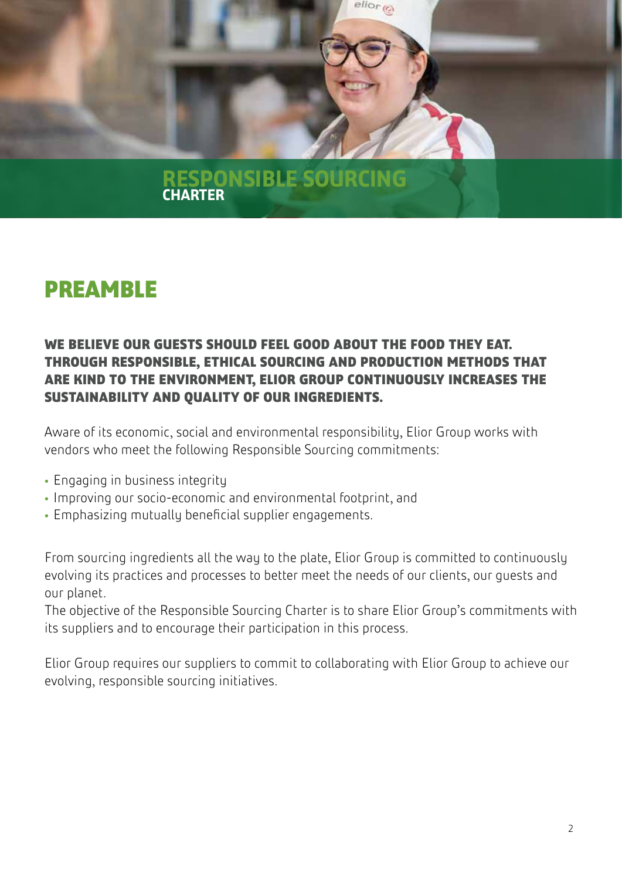# RESPONSIBLE SOURCING CHARTER

## PREAMBLE

**WE BELIEVE OUR GUESTS SHOULD FEEL GOOD ABOUT THE FOOD THEY EAT. THROUGH RESPONSIBLE, ETHICAL SOURCING AND PRODUCTION METHODS THAT ARE KIND TO THE ENVIRONMENT, ELIOR GROUP CONTINUOUSLY INCREASES THE SUSTAINABILITY AND QUALITY OF OUR INGREDIENTS.**

Aware of its economic, social and environmental responsibility, Elior Group works with vendors who meet the following Responsible Sourcing commitments:

- Engaging in business integrity
- Improving our socio-economic and environmental footprint, and
- Emphasizing mutually beneficial supplier engagements.

From sourcing ingredients all the way to the plate, Elior Group is committed to continuously evolving its practices and processes to better meet the needs of our clients, our guests and our planet.
The objective of the Responsible Sourcing Charter is to share Elior Group's commitments with its suppliers and to encourage their participation in this process.

Elior Group requires our suppliers to commit to collaborating with Elior Group to achieve our evolving, responsible sourcing initiatives.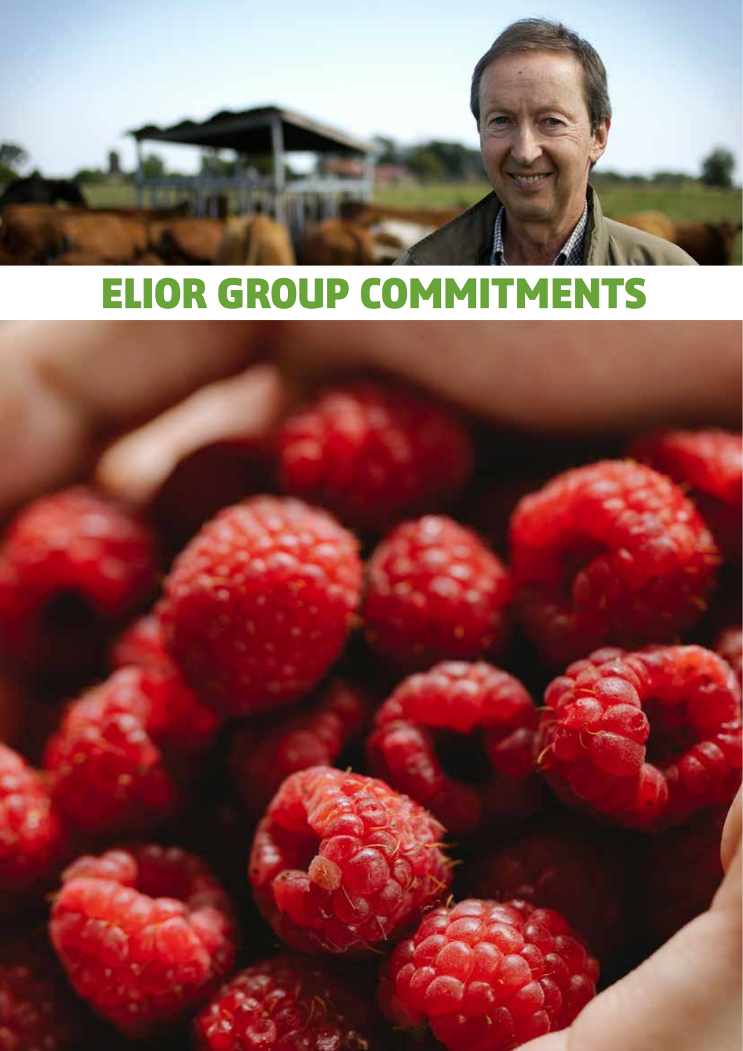# ELIOR GROUP COMMITMENTS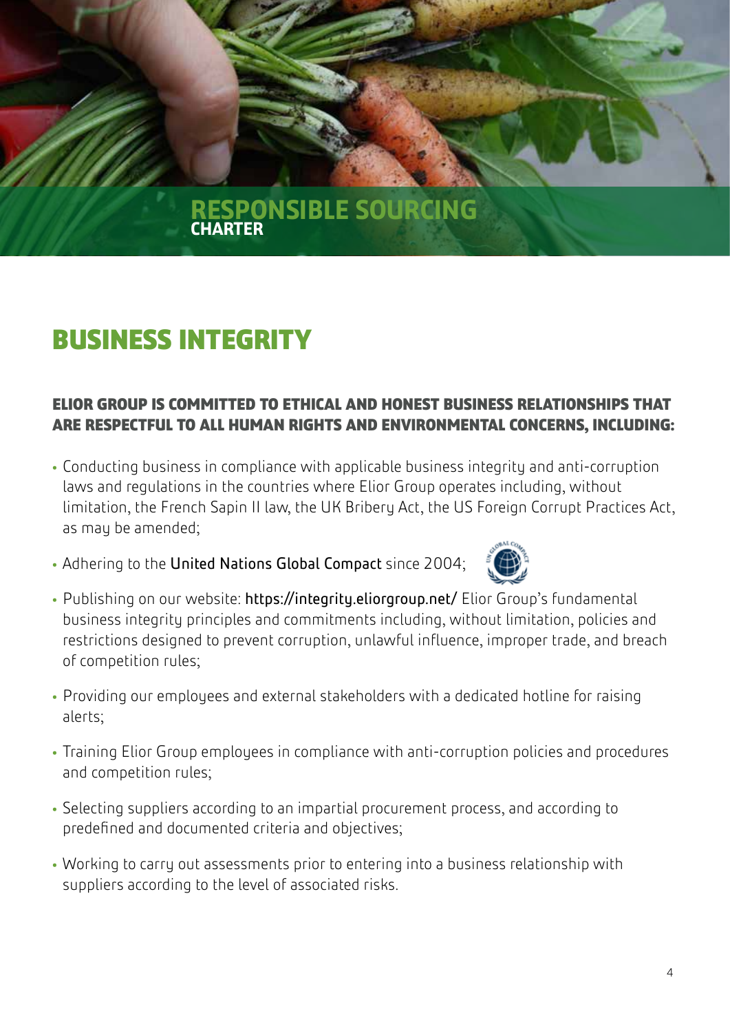# BUSINESS INTEGRITY

**ELIOR GROUP IS COMMITTED TO ETHICAL AND HONEST BUSINESS RELATIONSHIPS THAT ARE RESPECTFUL TO ALL HUMAN RIGHTS AND ENVIRONMENTAL CONCERNS, INCLUDING:**

- Conducting business in compliance with applicable business integrity and anti-corruption laws and regulations in the countries where Elior Group operates including, without limitation, the French Sapin II law, the UK Bribery Act, the US Foreign Corrupt Practices Act, as may be amended;
- Adhering to the United Nations Global Compact since 2004;
- Publishing on our website: https://integrity.eliorgroup.net/ Elior Group's fundamental business integrity principles and commitments including, without limitation, policies and restrictions designed to prevent corruption, unlawful influence, improper trade, and breach of competition rules;
- Providing our employees and external stakeholders with a dedicated hotline for raising alerts;
- Training Elior Group employees in compliance with anti-corruption policies and procedures and competition rules;
- Selecting suppliers according to an impartial procurement process, and according to predefined and documented criteria and objectives;
- Working to carry out assessments prior to entering into a business relationship with suppliers according to the level of associated risks.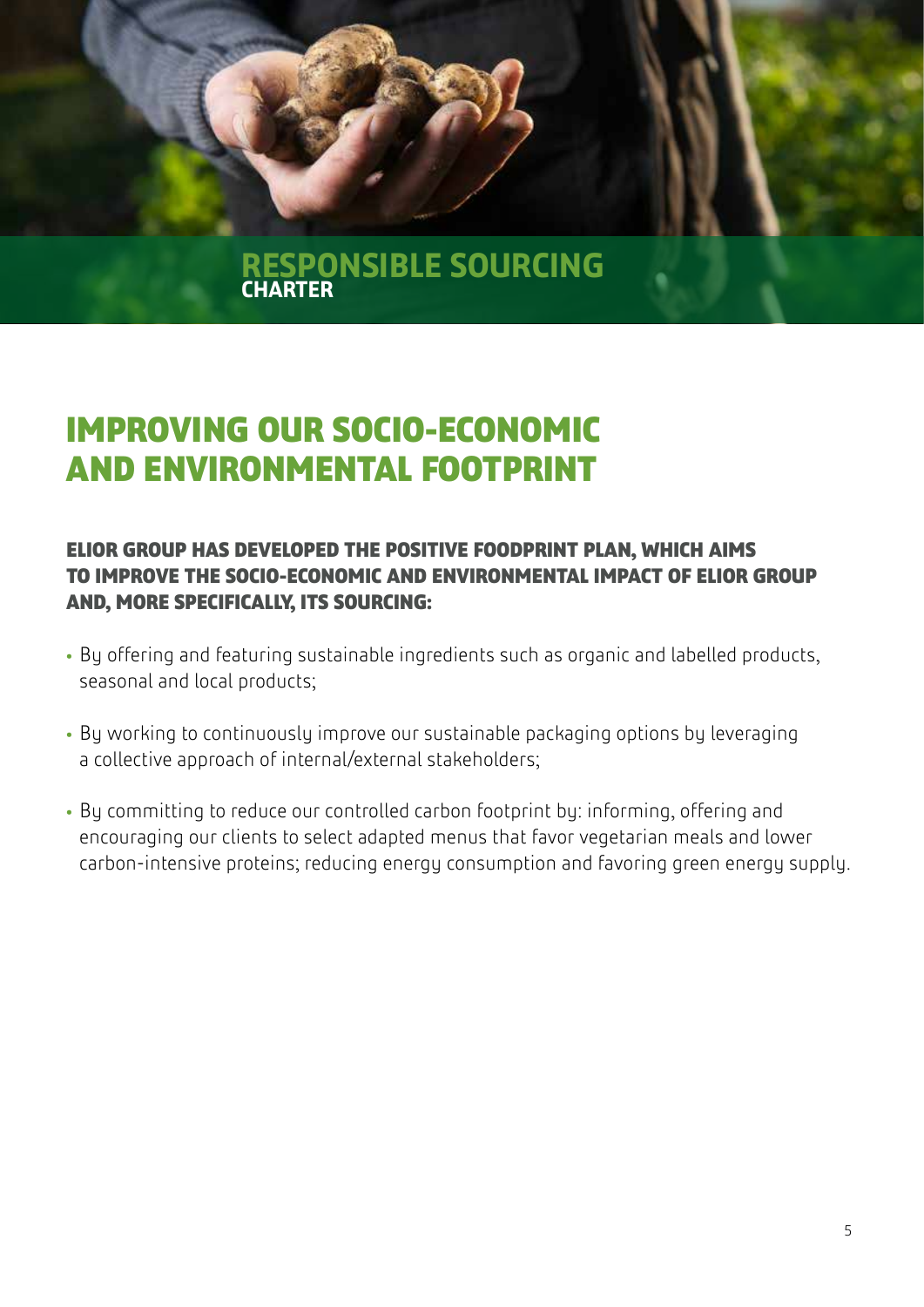RESPONSIBLE SOURCING
**CHARTER**

# IMPROVING OUR SOCIO-ECONOMIC AND ENVIRONMENTAL FOOTPRINT

**ELIOR GROUP HAS DEVELOPED THE POSITIVE FOODPRINT PLAN, WHICH AIMS TO IMPROVE THE SOCIO-ECONOMIC AND ENVIRONMENTAL IMPACT OF ELIOR GROUP AND, MORE SPECIFICALLY, ITS SOURCING:**

- By offering and featuring sustainable ingredients such as organic and labelled products, seasonal and local products;
- By working to continuously improve our sustainable packaging options by leveraging a collective approach of internal/external stakeholders;
- By committing to reduce our controlled carbon footprint by: informing, offering and encouraging our clients to select adapted menus that favor vegetarian meals and lower carbon-intensive proteins; reducing energy consumption and favoring green energy supply.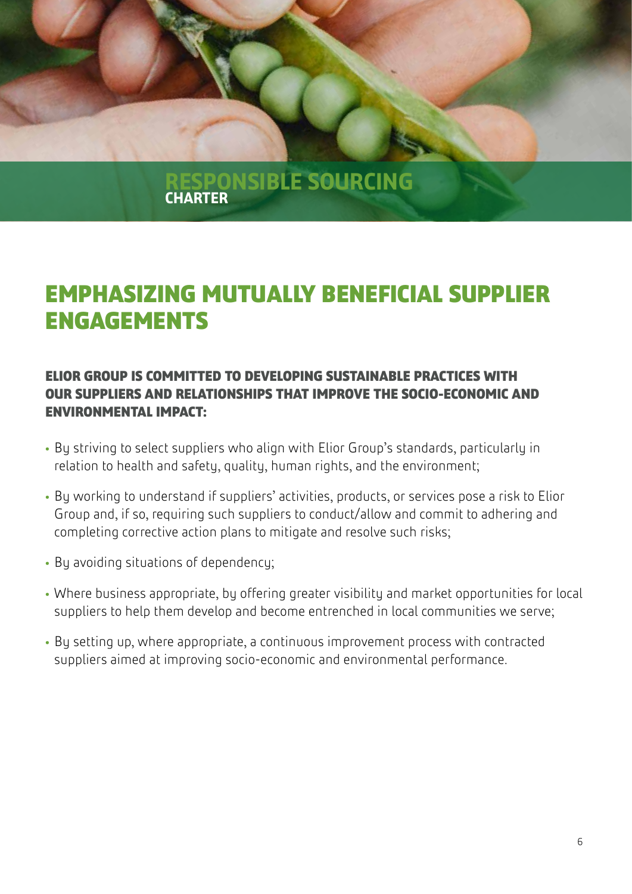# EMPHASIZING MUTUALLY BENEFICIAL SUPPLIER ENGAGEMENTS

**ELIOR GROUP IS COMMITTED TO DEVELOPING SUSTAINABLE PRACTICES WITH OUR SUPPLIERS AND RELATIONSHIPS THAT IMPROVE THE SOCIO-ECONOMIC AND ENVIRONMENTAL IMPACT:**

- By striving to select suppliers who align with Elior Group's standards, particularly in relation to health and safety, quality, human rights, and the environment;
- By working to understand if suppliers' activities, products, or services pose a risk to Elior Group and, if so, requiring such suppliers to conduct/allow and commit to adhering and completing corrective action plans to mitigate and resolve such risks;
- By avoiding situations of dependency;
- Where business appropriate, by offering greater visibility and market opportunities for local suppliers to help them develop and become entrenched in local communities we serve;
- By setting up, where appropriate, a continuous improvement process with contracted suppliers aimed at improving socio-economic and environmental performance.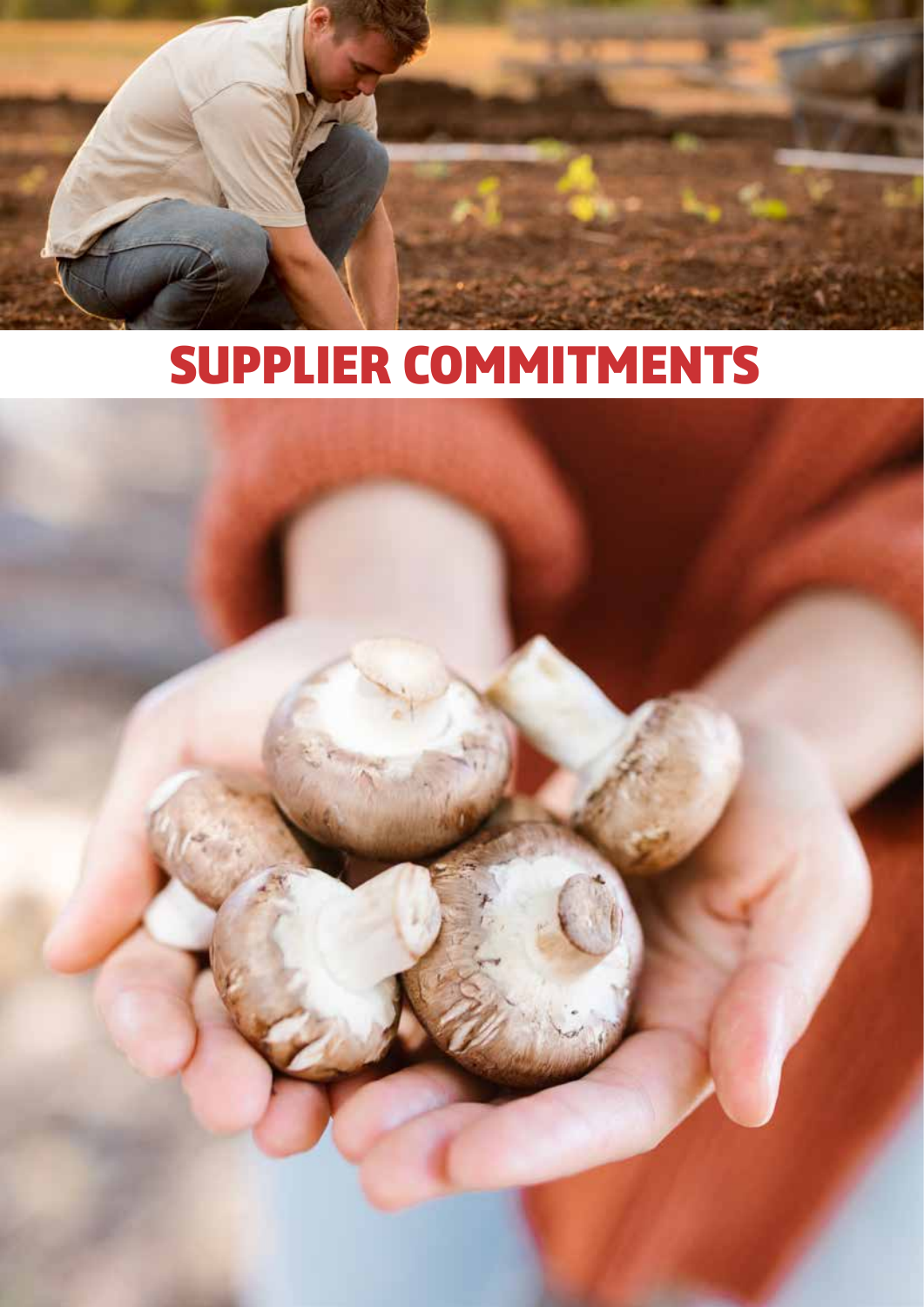# SUPPLIER COMMITMENTS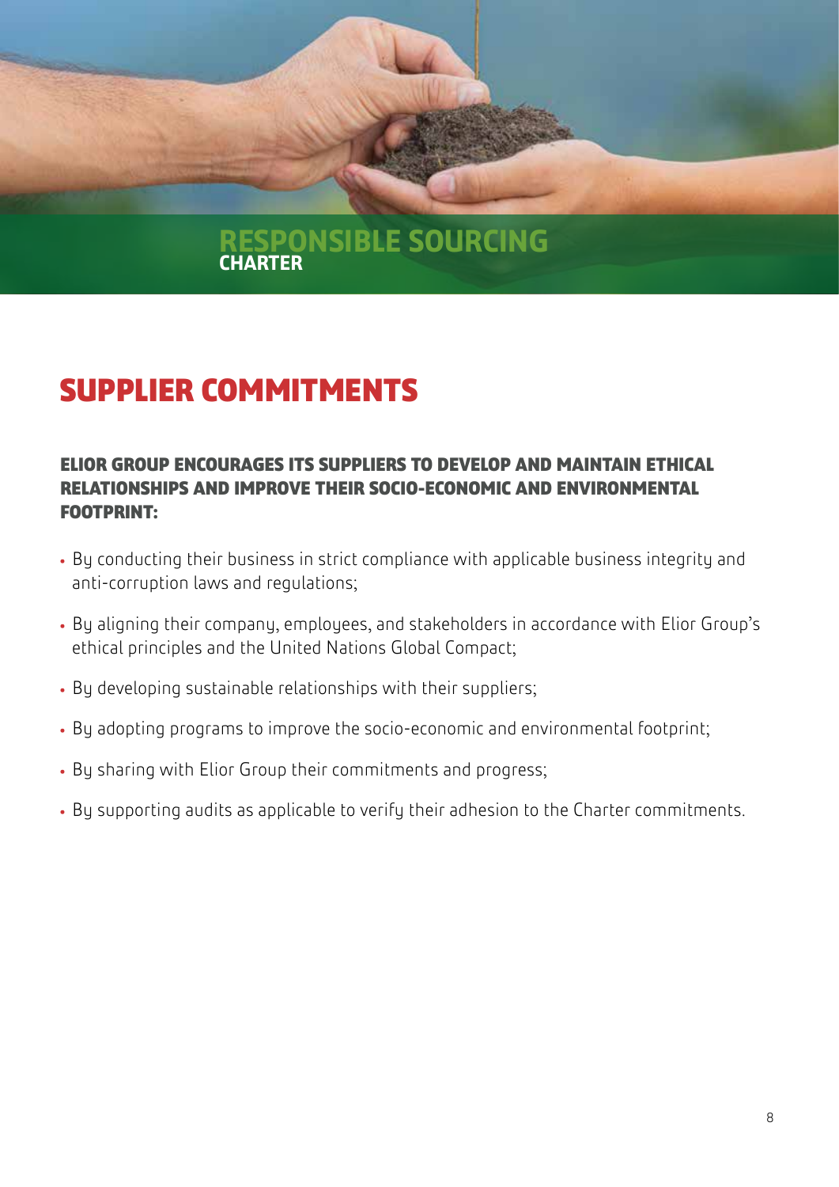RESPONSIBLE SOURCING
CHARTER

# SUPPLIER COMMITMENTS

### ELIOR GROUP ENCOURAGES ITS SUPPLIERS TO DEVELOP AND MAINTAIN ETHICAL RELATIONSHIPS AND IMPROVE THEIR SOCIO-ECONOMIC AND ENVIRONMENTAL FOOTPRINT:

- By conducting their business in strict compliance with applicable business integrity and anti-corruption laws and regulations;
- By aligning their company, employees, and stakeholders in accordance with Elior Group's ethical principles and the United Nations Global Compact;
- By developing sustainable relationships with their suppliers;
- By adopting programs to improve the socio-economic and environmental footprint;
- By sharing with Elior Group their commitments and progress;
- By supporting audits as applicable to verify their adhesion to the Charter commitments.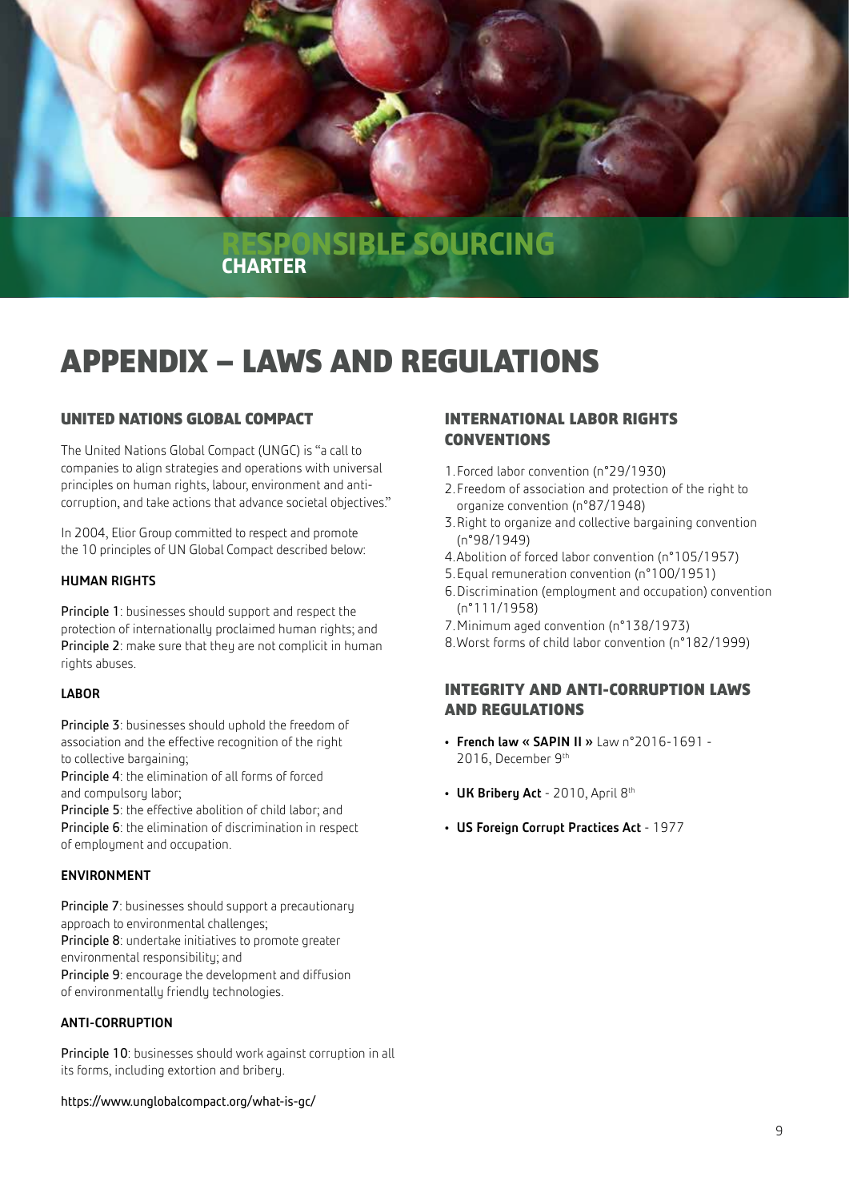# APPENDIX – LAWS AND REGULATIONS

## UNITED NATIONS GLOBAL COMPACT

The United Nations Global Compact (UNGC) is "a call to companies to align strategies and operations with universal principles on human rights, labour, environment and anti-corruption, and take actions that advance societal objectives."

In 2004, Elior Group committed to respect and promote the 10 principles of UN Global Compact described below:

### HUMAN RIGHTS

Principle 1: businesses should support and respect the protection of internationally proclaimed human rights; and
Principle 2: make sure that they are not complicit in human rights abuses.

### LABOR

Principle 3: businesses should uphold the freedom of association and the effective recognition of the right to collective bargaining;
Principle 4: the elimination of all forms of forced and compulsory labor;
Principle 5: the effective abolition of child labor; and
Principle 6: the elimination of discrimination in respect of employment and occupation.

### ENVIRONMENT

Principle 7: businesses should support a precautionary approach to environmental challenges;
Principle 8: undertake initiatives to promote greater environmental responsibility; and
Principle 9: encourage the development and diffusion of environmentally friendly technologies.

### ANTI-CORRUPTION

Principle 10: businesses should work against corruption in all its forms, including extortion and bribery.

https://www.unglobalcompact.org/what-is-gc/

## INTERNATIONAL LABOR RIGHTS CONVENTIONS

1. Forced labor convention (n°29/1930)
2. Freedom of association and protection of the right to organize convention (n°87/1948)
3. Right to organize and collective bargaining convention (n°98/1949)
4. Abolition of forced labor convention (n°105/1957)
5. Equal remuneration convention (n°100/1951)
6. Discrimination (employment and occupation) convention (n°111/1958)
7. Minimum aged convention (n°138/1973)
8. Worst forms of child labor convention (n°182/1999)

## INTEGRITY AND ANTI-CORRUPTION LAWS AND REGULATIONS

- **French law « SAPIN II »** Law n°2016-1691 - 2016, December 9th
- **UK Bribery Act** - 2010, April 8th
- **US Foreign Corrupt Practices Act** - 1977